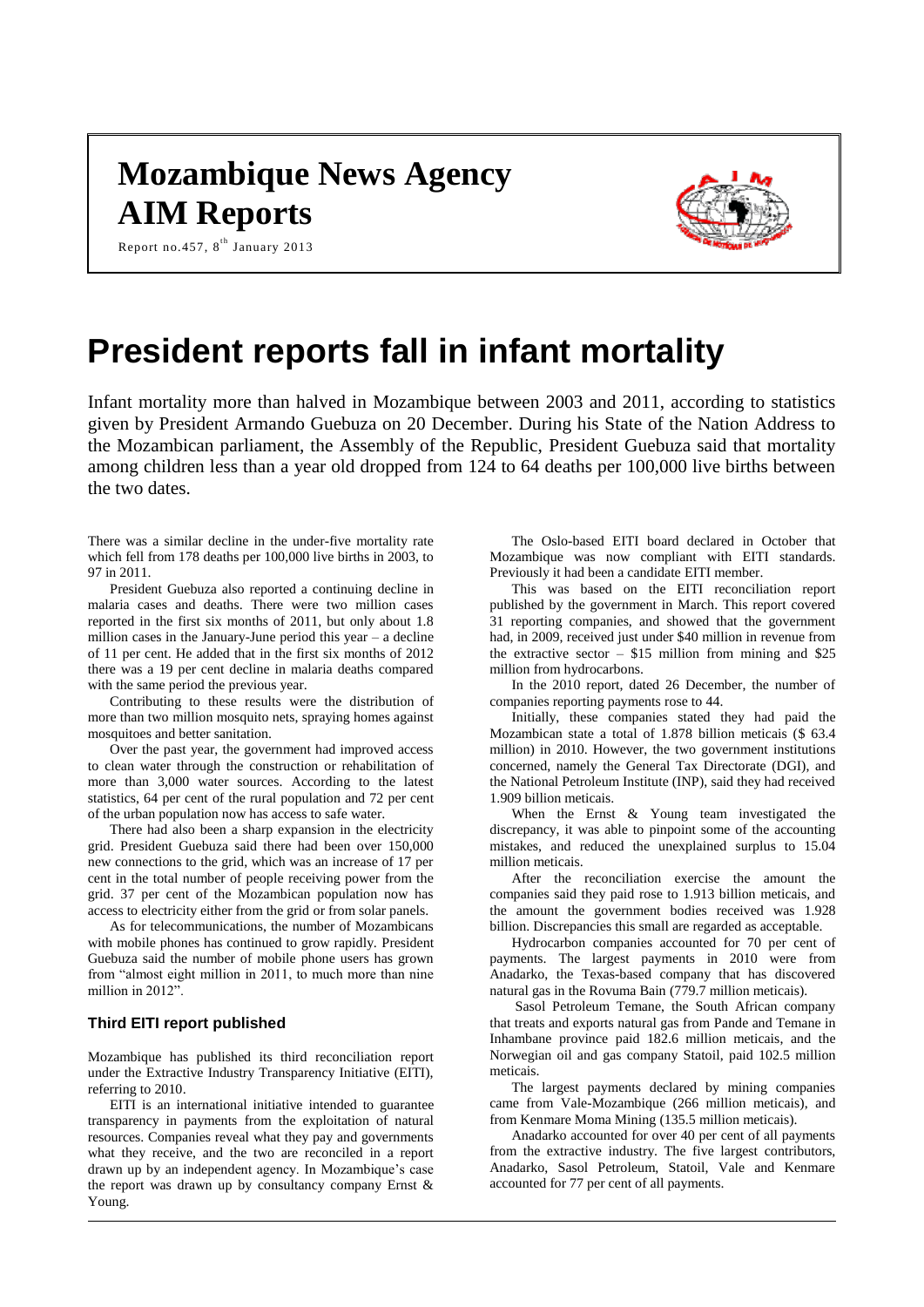# Mozambique News Agency

# AIM Reports

Report no.457, 8th January 2013

# President reports fall in infant mortality

Infant mortality more than halved in Mozambique between 2003 and 2011, according to statistics given by President Armando Guebuza on 20 December. During his State of the Nation Address to the Mozambican parliament, the Assembly of the Republic, President Guebuza said that mortality among children less than a year old dropped from 124 to 64 deaths per 100,000 live births between the two dates.

There was a similar decline in the under-five mortality rate which fell from 178 deaths per 100,000 live births in 2003, to 97 in 2011.

President Guebuza also reported a continuing decline in malaria cases and deaths. There were two million cases reported in the first six months of 2011, but only about 1.8 million cases in the January-June period this year – a decline of 11 per cent. He added that in the first six months of 2012 there was a 19 per cent decline in malaria deaths compared with the same period the previous year.

Contributing to these results were the distribution of more than two million mosquito nets, spraying homes against mosquitoes and better sanitation.

Over the past year, the government had improved access to clean water through the construction or rehabilitation of more than 3,000 water sources. According to the latest statistics, 64 per cent of the rural population and 72 per cent of the urban population now has access to safe water.

There had also been a sharp expansion in the electricity grid. President Guebuza said there had been over 150,000 new connections to the grid, which was an increase of 17 per cent in the total number of people receiving power from the grid. 37 per cent of the Mozambican population now has access to electricity either from the grid or from solar panels.

As for telecommunications, the number of Mozambicans with mobile phones has continued to grow rapidly. President Guebuza said the number of mobile phone users has grown from "almost eight million in 2011, to much more than nine million in 2012".

### Third EITI report published

Mozambique has published its third reconciliation report under the Extractive Industry Transparency Initiative (EITI), referring to 2010.

EITI is an international initiative intended to guarantee transparency in payments from the exploitation of natural resources. Companies reveal what they pay and governments what they receive, and the two are reconciled in a report drawn up by an independent agency. In Mozambique's case the report was drawn up by consultancy company Ernst & Young.

The Oslo-based EITI board declared in October that Mozambique was now compliant with EITI standards. Previously it had been a candidate EITI member.

This was based on the EITI reconciliation report published by the government in March. This report covered 31 reporting companies, and showed that the government had, in 2009, received just under $40 million in revenue from the extractive sector – $15 million from mining and $25 million from hydrocarbons.

In the 2010 report, dated 26 December, the number of companies reporting payments rose to 44.

Initially, these companies stated they had paid the Mozambican state a total of 1.878 billion meticais ($ 63.4 million) in 2010. However, the two government institutions concerned, namely the General Tax Directorate (DGI), and the National Petroleum Institute (INP), said they had received 1.909 billion meticais.

When the Ernst & Young team investigated the discrepancy, it was able to pinpoint some of the accounting mistakes, and reduced the unexplained surplus to 15.04 million meticais.

After the reconciliation exercise the amount the companies said they paid rose to 1.913 billion meticais, and the amount the government bodies received was 1.928 billion. Discrepancies this small are regarded as acceptable.

Hydrocarbon companies accounted for 70 per cent of payments. The largest payments in 2010 were from Anadarko, the Texas-based company that has discovered natural gas in the Rovuma Bain (779.7 million meticais).

Sasol Petroleum Temane, the South African company that treats and exports natural gas from Pande and Temane in Inhambane province paid 182.6 million meticais, and the Norwegian oil and gas company Statoil, paid 102.5 million meticais.

The largest payments declared by mining companies came from Vale-Mozambique (266 million meticais), and from Kenmare Moma Mining (135.5 million meticais).

Anadarko accounted for over 40 per cent of all payments from the extractive industry. The five largest contributors, Anadarko, Sasol Petroleum, Statoil, Vale and Kenmare accounted for 77 per cent of all payments.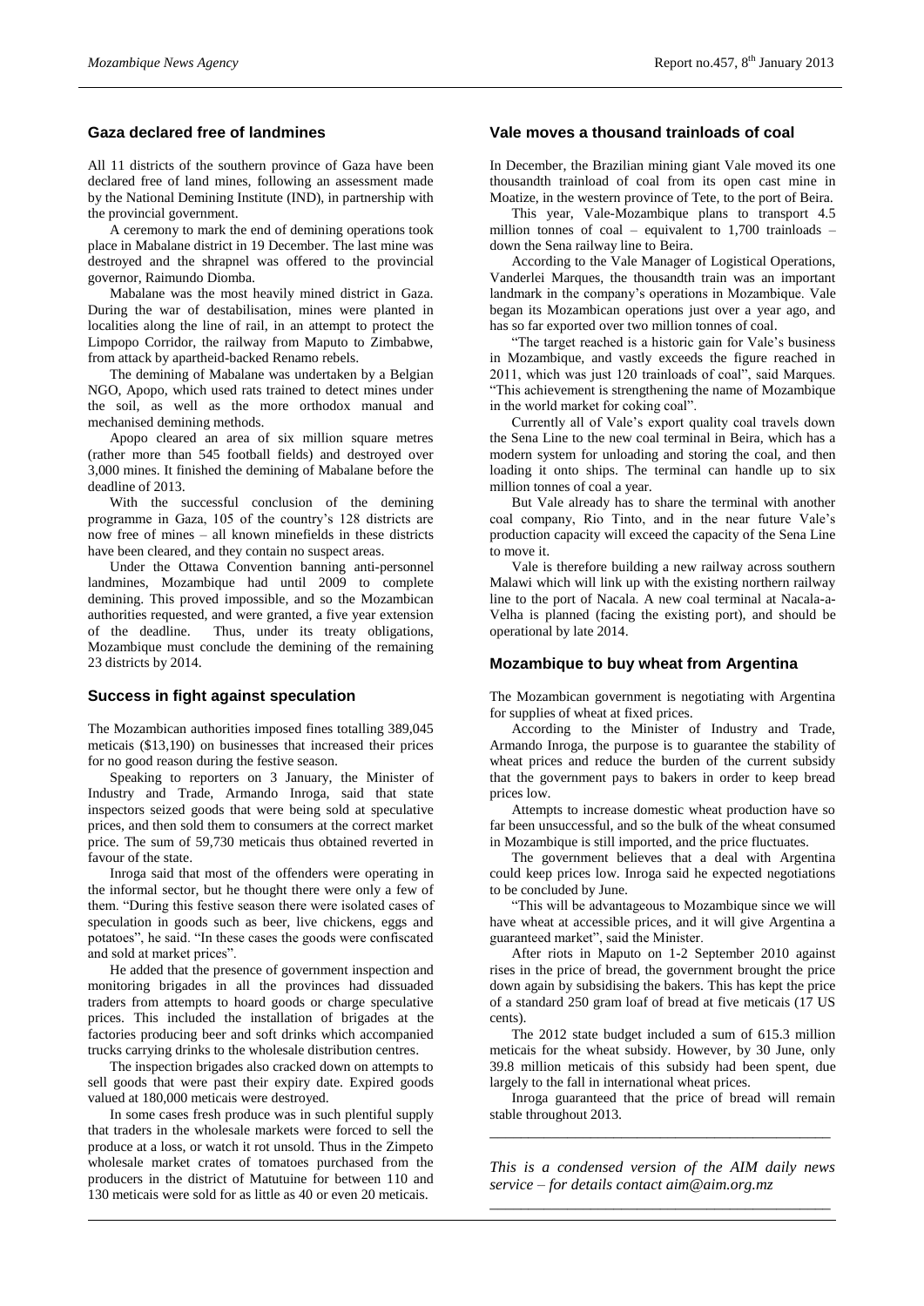## Gaza declared free of landmines

All 11 districts of the southern province of Gaza have been declared free of land mines, following an assessment made by the National Demining Institute (IND), in partnership with the provincial government.

A ceremony to mark the end of demining operations took place in Mabalane district in 19 December. The last mine was destroyed and the shrapnel was offered to the provincial governor, Raimundo Diomba.

Mabalane was the most heavily mined district in Gaza. During the war of destabilisation, mines were planted in localities along the line of rail, in an attempt to protect the Limpopo Corridor, the railway from Maputo to Zimbabwe, from attack by apartheid-backed Renamo rebels.

The demining of Mabalane was undertaken by a Belgian NGO, Apopo, which used rats trained to detect mines under the soil, as well as the more orthodox manual and mechanised demining methods.

Apopo cleared an area of six million square metres (rather more than 545 football fields) and destroyed over 3,000 mines. It finished the demining of Mabalane before the deadline of 2013.

With the successful conclusion of the demining programme in Gaza, 105 of the country's 128 districts are now free of mines – all known minefields in these districts have been cleared, and they contain no suspect areas.

Under the Ottawa Convention banning anti-personnel landmines, Mozambique had until 2009 to complete demining. This proved impossible, and so the Mozambican authorities requested, and were granted, a five year extension of the deadline. Thus, under its treaty obligations, Mozambique must conclude the demining of the remaining 23 districts by 2014.

## Success in fight against speculation

The Mozambican authorities imposed fines totalling 389,045 meticais ($13,190) on businesses that increased their prices for no good reason during the festive season.

Speaking to reporters on 3 January, the Minister of Industry and Trade, Armando Inroga, said that state inspectors seized goods that were being sold at speculative prices, and then sold them to consumers at the correct market price. The sum of 59,730 meticais thus obtained reverted in favour of the state.

Inroga said that most of the offenders were operating in the informal sector, but he thought there were only a few of them. "During this festive season there were isolated cases of speculation in goods such as beer, live chickens, eggs and potatoes", he said. "In these cases the goods were confiscated and sold at market prices".

He added that the presence of government inspection and monitoring brigades in all the provinces had dissuaded traders from attempts to hoard goods or charge speculative prices. This included the installation of brigades at the factories producing beer and soft drinks which accompanied trucks carrying drinks to the wholesale distribution centres.

The inspection brigades also cracked down on attempts to sell goods that were past their expiry date. Expired goods valued at 180,000 meticais were destroyed.

In some cases fresh produce was in such plentiful supply that traders in the wholesale markets were forced to sell the produce at a loss, or watch it rot unsold. Thus in the Zimpeto wholesale market crates of tomatoes purchased from the producers in the district of Matutuine for between 110 and 130 meticais were sold for as little as 40 or even 20 meticais.

## Vale moves a thousand trainloads of coal

In December, the Brazilian mining giant Vale moved its one thousandth trainload of coal from its open cast mine in Moatize, in the western province of Tete, to the port of Beira.

This year, Vale-Mozambique plans to transport 4.5 million tonnes of coal – equivalent to 1,700 trainloads – down the Sena railway line to Beira.

According to the Vale Manager of Logistical Operations, Vanderlei Marques, the thousandth train was an important landmark in the company's operations in Mozambique. Vale began its Mozambican operations just over a year ago, and has so far exported over two million tonnes of coal.

"The target reached is a historic gain for Vale's business in Mozambique, and vastly exceeds the figure reached in 2011, which was just 120 trainloads of coal", said Marques. "This achievement is strengthening the name of Mozambique in the world market for coking coal".

Currently all of Vale's export quality coal travels down the Sena Line to the new coal terminal in Beira, which has a modern system for unloading and storing the coal, and then loading it onto ships. The terminal can handle up to six million tonnes of coal a year.

But Vale already has to share the terminal with another coal company, Rio Tinto, and in the near future Vale's production capacity will exceed the capacity of the Sena Line to move it.

Vale is therefore building a new railway across southern Malawi which will link up with the existing northern railway line to the port of Nacala. A new coal terminal at Nacala-a-Velha is planned (facing the existing port), and should be operational by late 2014.

## Mozambique to buy wheat from Argentina

The Mozambican government is negotiating with Argentina for supplies of wheat at fixed prices.

According to the Minister of Industry and Trade, Armando Inroga, the purpose is to guarantee the stability of wheat prices and reduce the burden of the current subsidy that the government pays to bakers in order to keep bread prices low.

Attempts to increase domestic wheat production have so far been unsuccessful, and so the bulk of the wheat consumed in Mozambique is still imported, and the price fluctuates.

The government believes that a deal with Argentina could keep prices low. Inroga said he expected negotiations to be concluded by June.

"This will be advantageous to Mozambique since we will have wheat at accessible prices, and it will give Argentina a guaranteed market", said the Minister.

After riots in Maputo on 1-2 September 2010 against rises in the price of bread, the government brought the price down again by subsidising the bakers. This has kept the price of a standard 250 gram loaf of bread at five meticais (17 US cents).

The 2012 state budget included a sum of 615.3 million meticais for the wheat subsidy. However, by 30 June, only 39.8 million meticais of this subsidy had been spent, due largely to the fall in international wheat prices.

Inroga guaranteed that the price of bread will remain stable throughout 2013.

---

*This is a condensed version of the AIM daily news service – for details contact aim@aim.org.mz*

---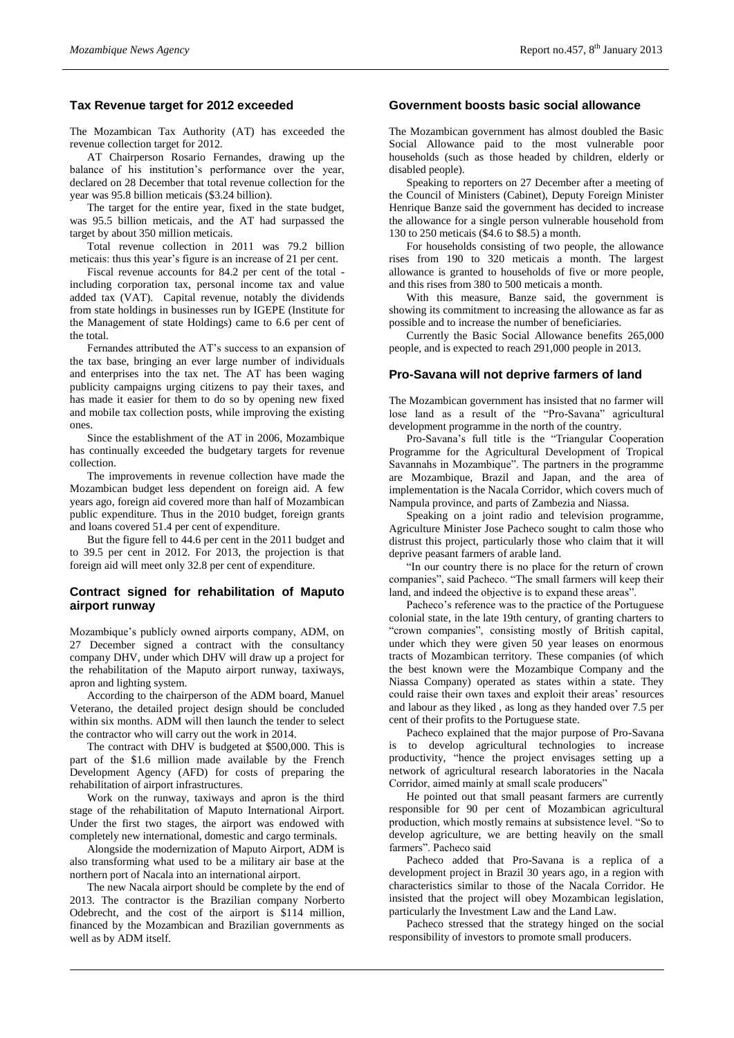## Tax Revenue target for 2012 exceeded

The Mozambican Tax Authority (AT) has exceeded the revenue collection target for 2012.

AT Chairperson Rosario Fernandes, drawing up the balance of his institution's performance over the year, declared on 28 December that total revenue collection for the year was 95.8 billion meticais ($3.24 billion).

The target for the entire year, fixed in the state budget, was 95.5 billion meticais, and the AT had surpassed the target by about 350 million meticais.

Total revenue collection in 2011 was 79.2 billion meticais: thus this year's figure is an increase of 21 per cent.

Fiscal revenue accounts for 84.2 per cent of the total - including corporation tax, personal income tax and value added tax (VAT). Capital revenue, notably the dividends from state holdings in businesses run by IGEPE (Institute for the Management of state Holdings) came to 6.6 per cent of the total.

Fernandes attributed the AT's success to an expansion of the tax base, bringing an ever large number of individuals and enterprises into the tax net. The AT has been waging publicity campaigns urging citizens to pay their taxes, and has made it easier for them to do so by opening new fixed and mobile tax collection posts, while improving the existing ones.

Since the establishment of the AT in 2006, Mozambique has continually exceeded the budgetary targets for revenue collection.

The improvements in revenue collection have made the Mozambican budget less dependent on foreign aid. A few years ago, foreign aid covered more than half of Mozambican public expenditure. Thus in the 2010 budget, foreign grants and loans covered 51.4 per cent of expenditure.

But the figure fell to 44.6 per cent in the 2011 budget and to 39.5 per cent in 2012. For 2013, the projection is that foreign aid will meet only 32.8 per cent of expenditure.

## Contract signed for rehabilitation of Maputo airport runway

Mozambique's publicly owned airports company, ADM, on 27 December signed a contract with the consultancy company DHV, under which DHV will draw up a project for the rehabilitation of the Maputo airport runway, taxiways, apron and lighting system.

According to the chairperson of the ADM board, Manuel Veterano, the detailed project design should be concluded within six months. ADM will then launch the tender to select the contractor who will carry out the work in 2014.

The contract with DHV is budgeted at $500,000. This is part of the $1.6 million made available by the French Development Agency (AFD) for costs of preparing the rehabilitation of airport infrastructures.

Work on the runway, taxiways and apron is the third stage of the rehabilitation of Maputo International Airport. Under the first two stages, the airport was endowed with completely new international, domestic and cargo terminals.

Alongside the modernization of Maputo Airport, ADM is also transforming what used to be a military air base at the northern port of Nacala into an international airport.

The new Nacala airport should be complete by the end of 2013. The contractor is the Brazilian company Norberto Odebrecht, and the cost of the airport is $114 million, financed by the Mozambican and Brazilian governments as well as by ADM itself.

## Government boosts basic social allowance

The Mozambican government has almost doubled the Basic Social Allowance paid to the most vulnerable poor households (such as those headed by children, elderly or disabled people).

Speaking to reporters on 27 December after a meeting of the Council of Ministers (Cabinet), Deputy Foreign Minister Henrique Banze said the government has decided to increase the allowance for a single person vulnerable household from 130 to 250 meticais ($4.6 to $8.5) a month.

For households consisting of two people, the allowance rises from 190 to 320 meticais a month. The largest allowance is granted to households of five or more people, and this rises from 380 to 500 meticais a month.

With this measure, Banze said, the government is showing its commitment to increasing the allowance as far as possible and to increase the number of beneficiaries.

Currently the Basic Social Allowance benefits 265,000 people, and is expected to reach 291,000 people in 2013.

## Pro-Savana will not deprive farmers of land

The Mozambican government has insisted that no farmer will lose land as a result of the "Pro-Savana" agricultural development programme in the north of the country.

Pro-Savana's full title is the "Triangular Cooperation Programme for the Agricultural Development of Tropical Savannahs in Mozambique". The partners in the programme are Mozambique, Brazil and Japan, and the area of implementation is the Nacala Corridor, which covers much of Nampula province, and parts of Zambezia and Niassa.

Speaking on a joint radio and television programme, Agriculture Minister Jose Pacheco sought to calm those who distrust this project, particularly those who claim that it will deprive peasant farmers of arable land.

"In our country there is no place for the return of crown companies", said Pacheco. "The small farmers will keep their land, and indeed the objective is to expand these areas".

Pacheco's reference was to the practice of the Portuguese colonial state, in the late 19th century, of granting charters to "crown companies", consisting mostly of British capital, under which they were given 50 year leases on enormous tracts of Mozambican territory. These companies (of which the best known were the Mozambique Company and the Niassa Company) operated as states within a state. They could raise their own taxes and exploit their areas' resources and labour as they liked , as long as they handed over 7.5 per cent of their profits to the Portuguese state.

Pacheco explained that the major purpose of Pro-Savana is to develop agricultural technologies to increase productivity, "hence the project envisages setting up a network of agricultural research laboratories in the Nacala Corridor, aimed mainly at small scale producers"

He pointed out that small peasant farmers are currently responsible for 90 per cent of Mozambican agricultural production, which mostly remains at subsistence level. "So to develop agriculture, we are betting heavily on the small farmers". Pacheco said

Pacheco added that Pro-Savana is a replica of a development project in Brazil 30 years ago, in a region with characteristics similar to those of the Nacala Corridor. He insisted that the project will obey Mozambican legislation, particularly the Investment Law and the Land Law.

Pacheco stressed that the strategy hinged on the social responsibility of investors to promote small producers.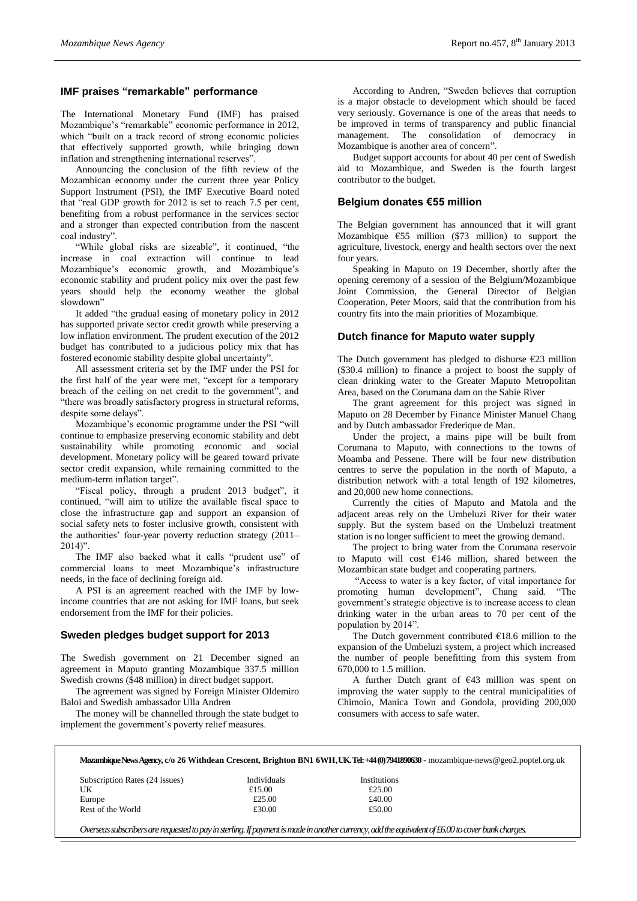## IMF praises "remarkable" performance

The International Monetary Fund (IMF) has praised Mozambique's "remarkable" economic performance in 2012, which "built on a track record of strong economic policies that effectively supported growth, while bringing down inflation and strengthening international reserves".

Announcing the conclusion of the fifth review of the Mozambican economy under the current three year Policy Support Instrument (PSI), the IMF Executive Board noted that "real GDP growth for 2012 is set to reach 7.5 per cent, benefiting from a robust performance in the services sector and a stronger than expected contribution from the nascent coal industry".

"While global risks are sizeable", it continued, "the increase in coal extraction will continue to lead Mozambique's economic growth, and Mozambique's economic stability and prudent policy mix over the past few years should help the economy weather the global slowdown"

It added "the gradual easing of monetary policy in 2012 has supported private sector credit growth while preserving a low inflation environment. The prudent execution of the 2012 budget has contributed to a judicious policy mix that has fostered economic stability despite global uncertainty".

All assessment criteria set by the IMF under the PSI for the first half of the year were met, "except for a temporary breach of the ceiling on net credit to the government", and "there was broadly satisfactory progress in structural reforms, despite some delays".

Mozambique's economic programme under the PSI "will continue to emphasize preserving economic stability and debt sustainability while promoting economic and social development. Monetary policy will be geared toward private sector credit expansion, while remaining committed to the medium-term inflation target".

"Fiscal policy, through a prudent 2013 budget", it continued, "will aim to utilize the available fiscal space to close the infrastructure gap and support an expansion of social safety nets to foster inclusive growth, consistent with the authorities' four-year poverty reduction strategy (2011–2014)".

The IMF also backed what it calls "prudent use" of commercial loans to meet Mozambique's infrastructure needs, in the face of declining foreign aid.

A PSI is an agreement reached with the IMF by low-income countries that are not asking for IMF loans, but seek endorsement from the IMF for their policies.

## Sweden pledges budget support for 2013

The Swedish government on 21 December signed an agreement in Maputo granting Mozambique 337.5 million Swedish crowns ($48 million) in direct budget support.

The agreement was signed by Foreign Minister Oldemiro Baloi and Swedish ambassador Ulla Andren

The money will be channelled through the state budget to implement the government's poverty relief measures.

According to Andren, "Sweden believes that corruption is a major obstacle to development which should be faced very seriously. Governance is one of the areas that needs to be improved in terms of transparency and public financial management. The consolidation of democracy in Mozambique is another area of concern".

Budget support accounts for about 40 per cent of Swedish aid to Mozambique, and Sweden is the fourth largest contributor to the budget.

## Belgium donates €55 million

The Belgian government has announced that it will grant Mozambique €55 million ($73 million) to support the agriculture, livestock, energy and health sectors over the next four years.

Speaking in Maputo on 19 December, shortly after the opening ceremony of a session of the Belgium/Mozambique Joint Commission, the General Director of Belgian Cooperation, Peter Moors, said that the contribution from his country fits into the main priorities of Mozambique.

## Dutch finance for Maputo water supply

The Dutch government has pledged to disburse €23 million ($30.4 million) to finance a project to boost the supply of clean drinking water to the Greater Maputo Metropolitan Area, based on the Corumana dam on the Sabie River

The grant agreement for this project was signed in Maputo on 28 December by Finance Minister Manuel Chang and by Dutch ambassador Frederique de Man.

Under the project, a mains pipe will be built from Corumana to Maputo, with connections to the towns of Moamba and Pessene. There will be four new distribution centres to serve the population in the north of Maputo, a distribution network with a total length of 192 kilometres, and 20,000 new home connections.

Currently the cities of Maputo and Matola and the adjacent areas rely on the Umbeluzi River for their water supply. But the system based on the Umbeluzi treatment station is no longer sufficient to meet the growing demand.

The project to bring water from the Corumana reservoir to Maputo will cost €146 million, shared between the Mozambican state budget and cooperating partners.

"Access to water is a key factor, of vital importance for promoting human development", Chang said. "The government's strategic objective is to increase access to clean drinking water in the urban areas to 70 per cent of the population by 2014".

The Dutch government contributed €18.6 million to the expansion of the Umbeluzi system, a project which increased the number of people benefitting from this system from 670,000 to 1.5 million.

A further Dutch grant of €43 million was spent on improving the water supply to the central municipalities of Chimoio, Manica Town and Gondola, providing 200,000 consumers with access to safe water.

**Mozambique News Agency, c/o 26 Withdean Crescent, Brighton BN1 6WH, UK. Tel: +44 (0) 7941890630** - mozambique-news@geo2.poptel.org.uk

| Subscription Rates (24 issues) | Individuals | Institutions |
|---|---|---|
| UK | £15.00 | £25.00 |
| Europe | £25.00 | £40.00 |
| Rest of the World | £30.00 | £50.00 |

*Overseas subscribers are requested to pay in sterling. If payment is made in another currency, add the equivalent of £6.00 to cover bank charges.*